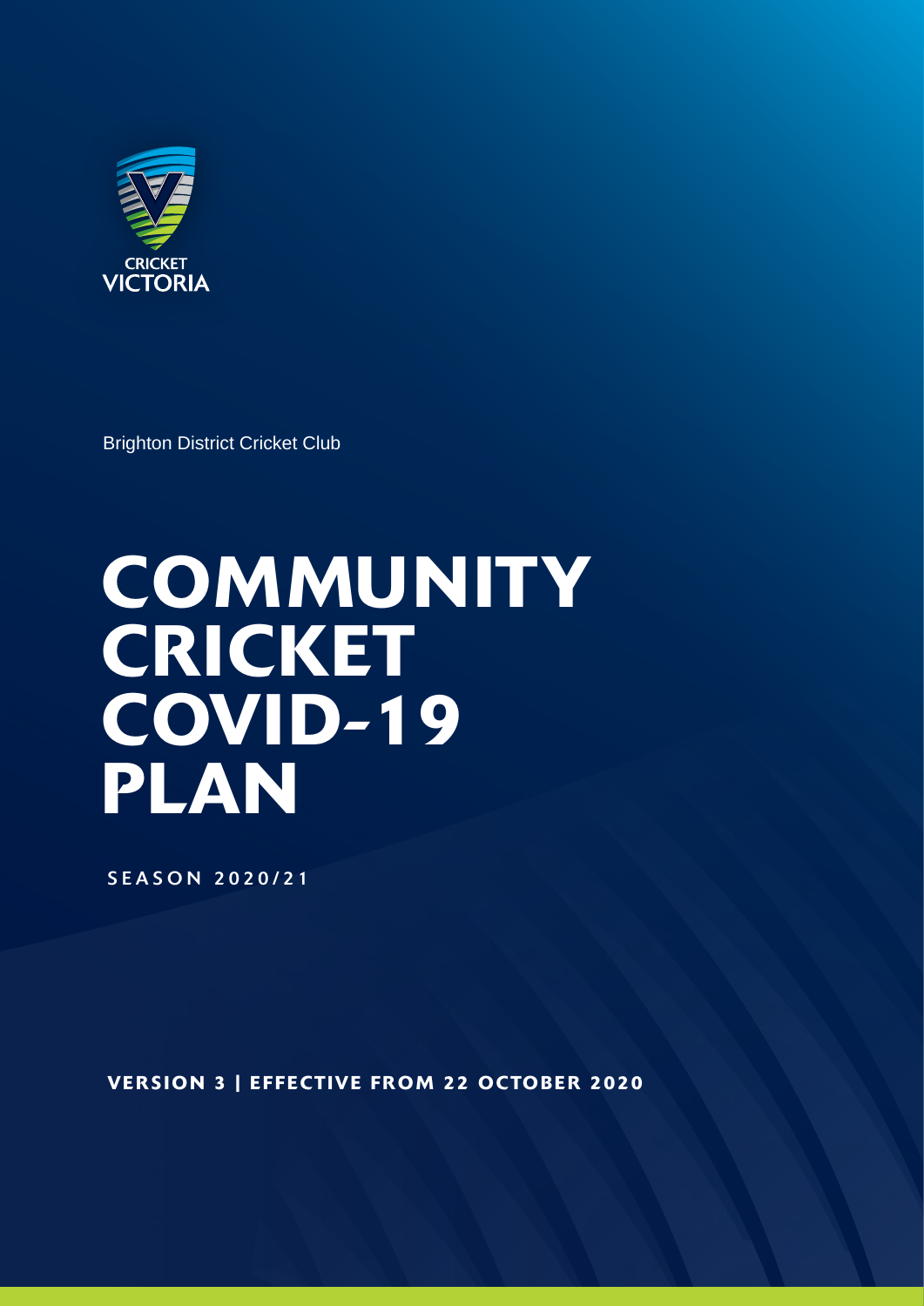CRICKET VICTORIA

Brighton District Cricket Club

# COMMUNITY CRICKET COVID-19 PLAN

SEASON 2020/21

**VERSION 3 | EFFECTIVE FROM 22 OCTOBER 2020**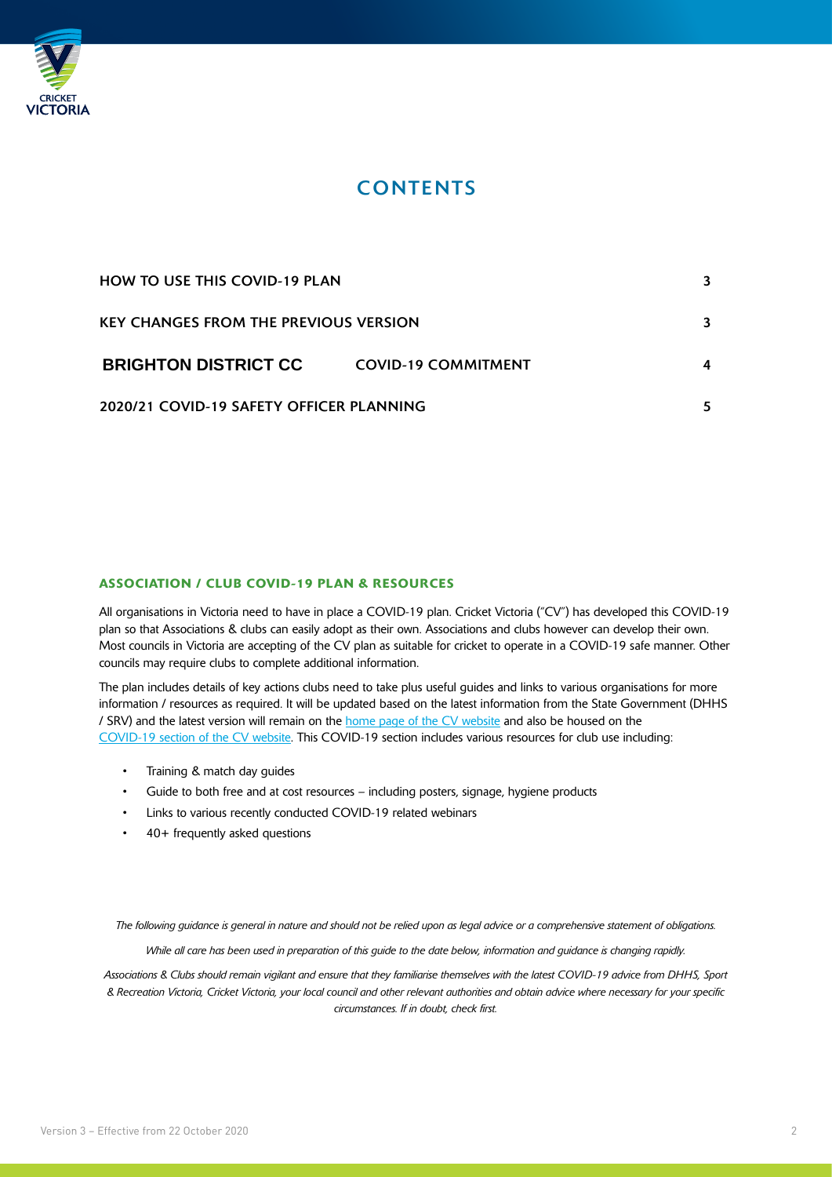# CONTENTS

| | |
|---|---|
| HOW TO USE THIS COVID-19 PLAN | 3 |
| KEY CHANGES FROM THE PREVIOUS VERSION | 3 |
| **BRIGHTON DISTRICT CC** COVID-19 COMMITMENT | 4 |
| 2020/21 COVID-19 SAFETY OFFICER PLANNING | 5 |

## ASSOCIATION / CLUB COVID-19 PLAN & RESOURCES

All organisations in Victoria need to have in place a COVID-19 plan. Cricket Victoria ("CV") has developed this COVID-19 plan so that Associations & clubs can easily adopt as their own. Associations and clubs however can develop their own. Most councils in Victoria are accepting of the CV plan as suitable for cricket to operate in a COVID-19 safe manner. Other councils may require clubs to complete additional information.

The plan includes details of key actions clubs need to take plus useful guides and links to various organisations for more information / resources as required. It will be updated based on the latest information from the State Government (DHHS / SRV) and the latest version will remain on the home page of the CV website and also be housed on the COVID-19 section of the CV website. This COVID-19 section includes various resources for club use including:

- Training & match day guides
- Guide to both free and at cost resources – including posters, signage, hygiene products
- Links to various recently conducted COVID-19 related webinars
- 40+ frequently asked questions

*The following guidance is general in nature and should not be relied upon as legal advice or a comprehensive statement of obligations.*

*While all care has been used in preparation of this guide to the date below, information and guidance is changing rapidly.*

*Associations & Clubs should remain vigilant and ensure that they familiarise themselves with the latest COVID-19 advice from DHHS, Sport & Recreation Victoria, Cricket Victoria, your local council and other relevant authorities and obtain advice where necessary for your specific circumstances. If in doubt, check first.*

Version 3 – Effective from 22 October 2020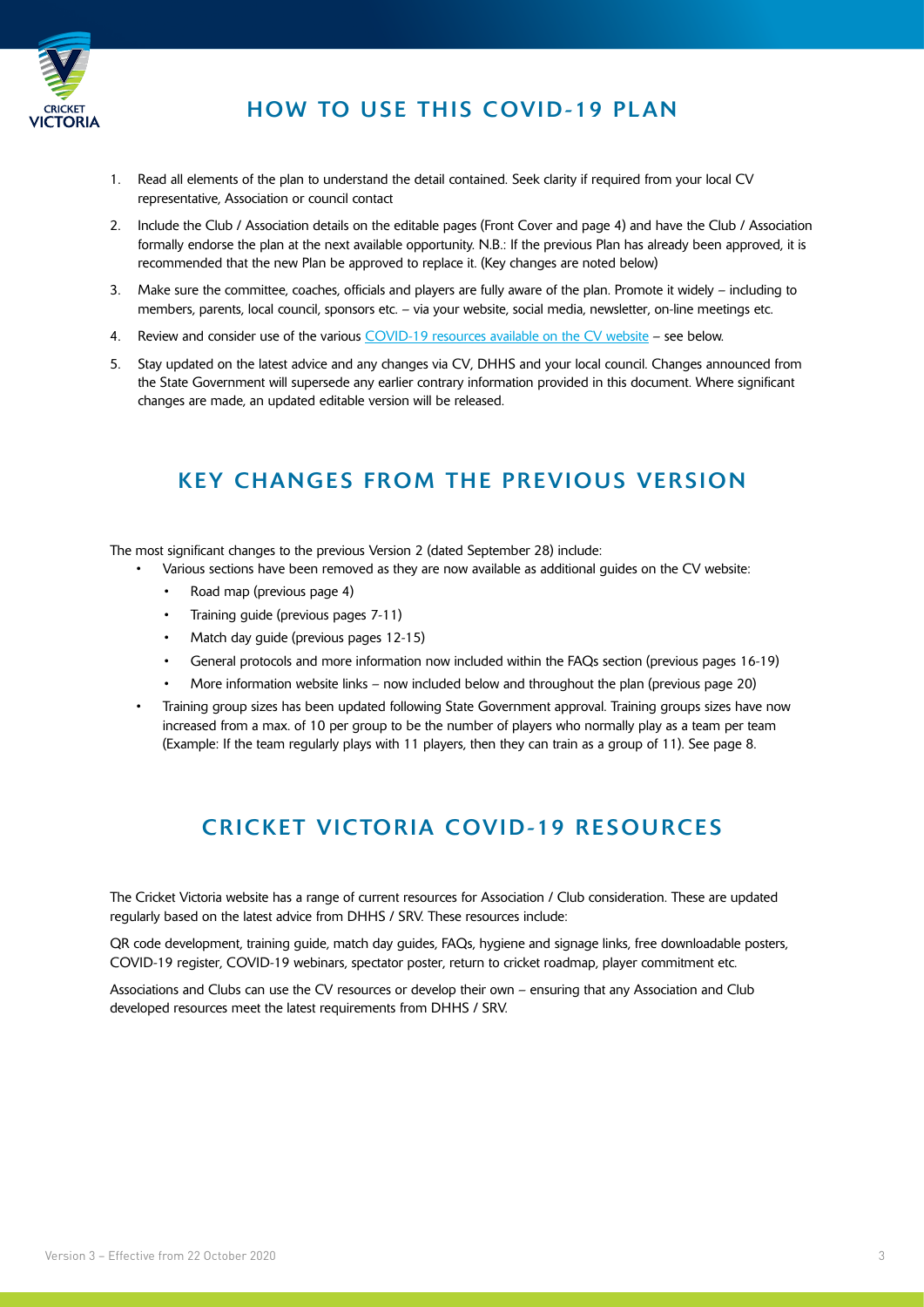## HOW TO USE THIS COVID-19 PLAN

1. Read all elements of the plan to understand the detail contained. Seek clarity if required from your local CV representative, Association or council contact
2. Include the Club / Association details on the editable pages (Front Cover and page 4) and have the Club / Association formally endorse the plan at the next available opportunity. N.B.: If the previous Plan has already been approved, it is recommended that the new Plan be approved to replace it. (Key changes are noted below)
3. Make sure the committee, coaches, officials and players are fully aware of the plan. Promote it widely – including to members, parents, local council, sponsors etc. – via your website, social media, newsletter, on-line meetings etc.
4. Review and consider use of the various COVID-19 resources available on the CV website – see below.
5. Stay updated on the latest advice and any changes via CV, DHHS and your local council. Changes announced from the State Government will supersede any earlier contrary information provided in this document. Where significant changes are made, an updated editable version will be released.

## KEY CHANGES FROM THE PREVIOUS VERSION

The most significant changes to the previous Version 2 (dated September 28) include:

- Various sections have been removed as they are now available as additional guides on the CV website:
  - Road map (previous page 4)
  - Training guide (previous pages 7-11)
  - Match day guide (previous pages 12-15)
  - General protocols and more information now included within the FAQs section (previous pages 16-19)
  - More information website links – now included below and throughout the plan (previous page 20)
- Training group sizes has been updated following State Government approval. Training groups sizes have now increased from a max. of 10 per group to be the number of players who normally play as a team per team (Example: If the team regularly plays with 11 players, then they can train as a group of 11). See page 8.

## CRICKET VICTORIA COVID-19 RESOURCES

The Cricket Victoria website has a range of current resources for Association / Club consideration. These are updated regularly based on the latest advice from DHHS / SRV. These resources include:

QR code development, training guide, match day guides, FAQs, hygiene and signage links, free downloadable posters, COVID-19 register, COVID-19 webinars, spectator poster, return to cricket roadmap, player commitment etc.

Associations and Clubs can use the CV resources or develop their own – ensuring that any Association and Club developed resources meet the latest requirements from DHHS / SRV.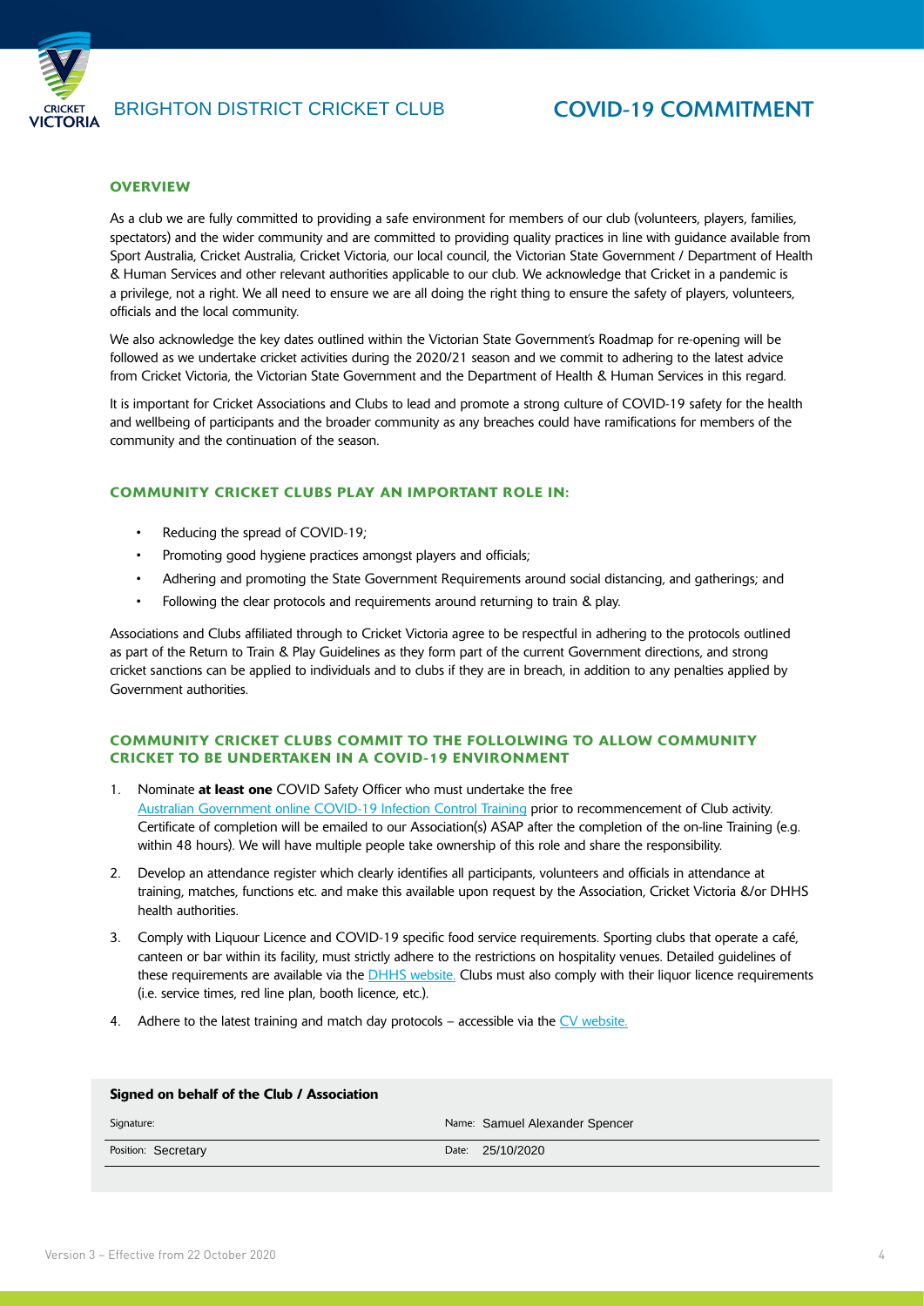BRIGHTON DISTRICT CRICKET CLUB

# COVID-19 COMMITMENT

## OVERVIEW

As a club we are fully committed to providing a safe environment for members of our club (volunteers, players, families, spectators) and the wider community and are committed to providing quality practices in line with guidance available from Sport Australia, Cricket Australia, Cricket Victoria, our local council, the Victorian State Government / Department of Health & Human Services and other relevant authorities applicable to our club. We acknowledge that Cricket in a pandemic is a privilege, not a right. We all need to ensure we are all doing the right thing to ensure the safety of players, volunteers, officials and the local community.

We also acknowledge the key dates outlined within the Victorian State Government's Roadmap for re-opening will be followed as we undertake cricket activities during the 2020/21 season and we commit to adhering to the latest advice from Cricket Victoria, the Victorian State Government and the Department of Health & Human Services in this regard.

It is important for Cricket Associations and Clubs to lead and promote a strong culture of COVID-19 safety for the health and wellbeing of participants and the broader community as any breaches could have ramifications for members of the community and the continuation of the season.

## COMMUNITY CRICKET CLUBS PLAY AN IMPORTANT ROLE IN:

- Reducing the spread of COVID-19;
- Promoting good hygiene practices amongst players and officials;
- Adhering and promoting the State Government Requirements around social distancing, and gatherings; and
- Following the clear protocols and requirements around returning to train & play.

Associations and Clubs affiliated through to Cricket Victoria agree to be respectful in adhering to the protocols outlined as part of the Return to Train & Play Guidelines as they form part of the current Government directions, and strong cricket sanctions can be applied to individuals and to clubs if they are in breach, in addition to any penalties applied by Government authorities.

## COMMUNITY CRICKET CLUBS COMMIT TO THE FOLLOLWING TO ALLOW COMMUNITY CRICKET TO BE UNDERTAKEN IN A COVID-19 ENVIRONMENT

1. Nominate **at least one** COVID Safety Officer who must undertake the free Australian Government online COVID-19 Infection Control Training prior to recommencement of Club activity. Certificate of completion will be emailed to our Association(s) ASAP after the completion of the on-line Training (e.g. within 48 hours). We will have multiple people take ownership of this role and share the responsibility.
2. Develop an attendance register which clearly identifies all participants, volunteers and officials in attendance at training, matches, functions etc. and make this available upon request by the Association, Cricket Victoria &/or DHHS health authorities.
3. Comply with Liquour Licence and COVID-19 specific food service requirements. Sporting clubs that operate a café, canteen or bar within its facility, must strictly adhere to the restrictions on hospitality venues. Detailed guidelines of these requirements are available via the DHHS website. Clubs must also comply with their liquor licence requirements (i.e. service times, red line plan, booth licence, etc.).
4. Adhere to the latest training and match day protocols – accessible via the CV website.

**Signed on behalf of the Club / Association**

| | |
|---|---|
| Signature: | Name: Samuel Alexander Spencer |
| Position: Secretary | Date: 25/10/2020 |

Version 3 – Effective from 22 October 2020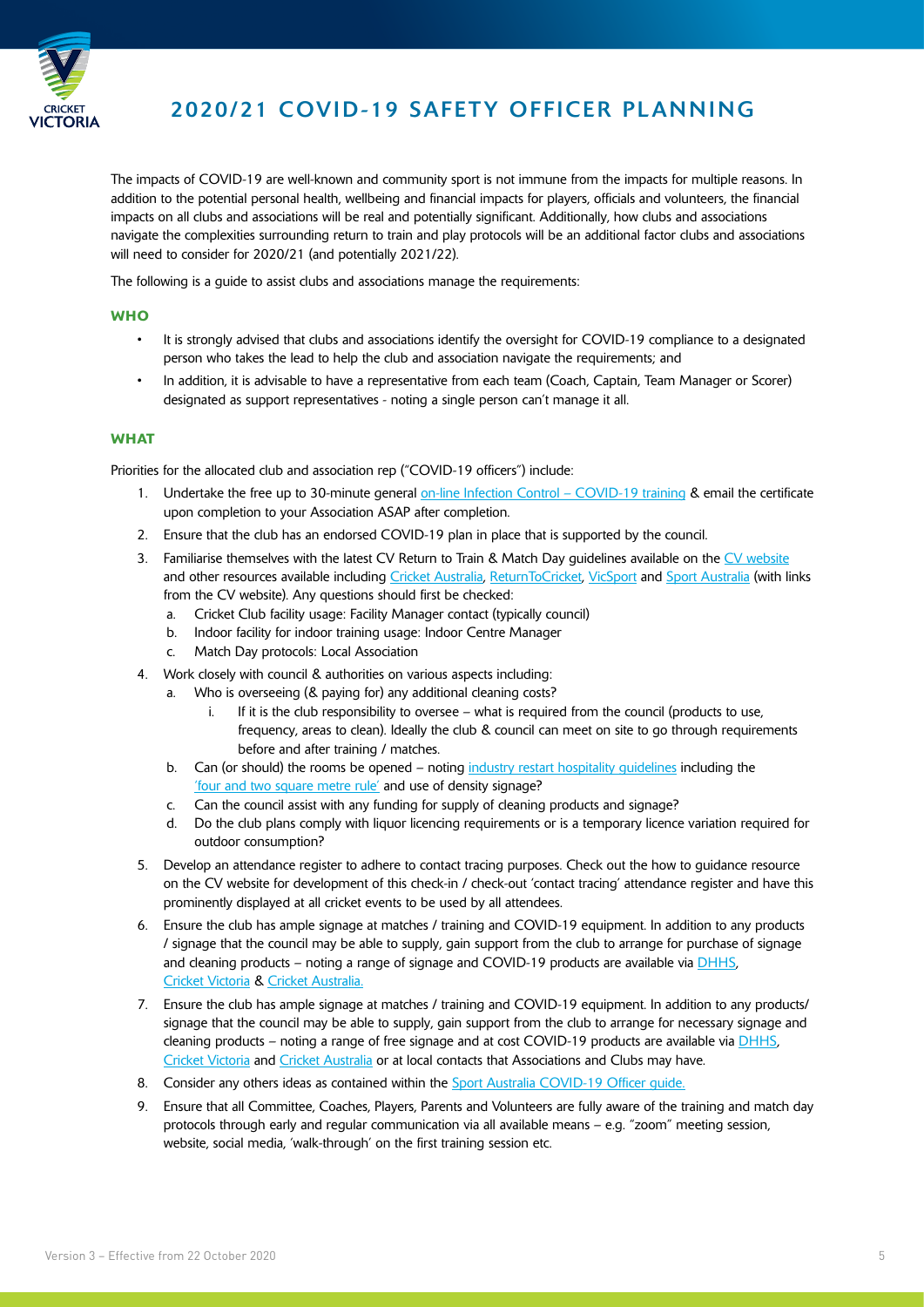# 2020/21 COVID-19 SAFETY OFFICER PLANNING

The impacts of COVID-19 are well-known and community sport is not immune from the impacts for multiple reasons. In addition to the potential personal health, wellbeing and financial impacts for players, officials and volunteers, the financial impacts on all clubs and associations will be real and potentially significant. Additionally, how clubs and associations navigate the complexities surrounding return to train and play protocols will be an additional factor clubs and associations will need to consider for 2020/21 (and potentially 2021/22).

The following is a guide to assist clubs and associations manage the requirements:

## WHO

- It is strongly advised that clubs and associations identify the oversight for COVID-19 compliance to a designated person who takes the lead to help the club and association navigate the requirements; and
- In addition, it is advisable to have a representative from each team (Coach, Captain, Team Manager or Scorer) designated as support representatives - noting a single person can't manage it all.

## WHAT

Priorities for the allocated club and association rep ("COVID-19 officers") include:

1. Undertake the free up to 30-minute general on-line Infection Control – COVID-19 training & email the certificate upon completion to your Association ASAP after completion.
2. Ensure that the club has an endorsed COVID-19 plan in place that is supported by the council.
3. Familiarise themselves with the latest CV Return to Train & Match Day guidelines available on the CV website and other resources available including Cricket Australia, ReturnToCricket, VicSport and Sport Australia (with links from the CV website). Any questions should first be checked:
   a. Cricket Club facility usage: Facility Manager contact (typically council)
   b. Indoor facility for indoor training usage: Indoor Centre Manager
   c. Match Day protocols: Local Association
4. Work closely with council & authorities on various aspects including:
   a. Who is overseeing (& paying for) any additional cleaning costs?
      i. If it is the club responsibility to oversee – what is required from the council (products to use, frequency, areas to clean). Ideally the club & council can meet on site to go through requirements before and after training / matches.
   b. Can (or should) the rooms be opened – noting industry restart hospitality guidelines including the 'four and two square metre rule' and use of density signage?
   c. Can the council assist with any funding for supply of cleaning products and signage?
   d. Do the club plans comply with liquor licencing requirements or is a temporary licence variation required for outdoor consumption?
5. Develop an attendance register to adhere to contact tracing purposes. Check out the how to guidance resource on the CV website for development of this check-in / check-out 'contact tracing' attendance register and have this prominently displayed at all cricket events to be used by all attendees.
6. Ensure the club has ample signage at matches / training and COVID-19 equipment. In addition to any products / signage that the council may be able to supply, gain support from the club to arrange for purchase of signage and cleaning products – noting a range of signage and COVID-19 products are available via DHHS, Cricket Victoria & Cricket Australia.
7. Ensure the club has ample signage at matches / training and COVID-19 equipment. In addition to any products/ signage that the council may be able to supply, gain support from the club to arrange for necessary signage and cleaning products – noting a range of free signage and at cost COVID-19 products are available via DHHS, Cricket Victoria and Cricket Australia or at local contacts that Associations and Clubs may have.
8. Consider any others ideas as contained within the Sport Australia COVID-19 Officer guide.
9. Ensure that all Committee, Coaches, Players, Parents and Volunteers are fully aware of the training and match day protocols through early and regular communication via all available means – e.g. "zoom" meeting session, website, social media, 'walk-through' on the first training session etc.

Version 3 – Effective from 22 October 2020